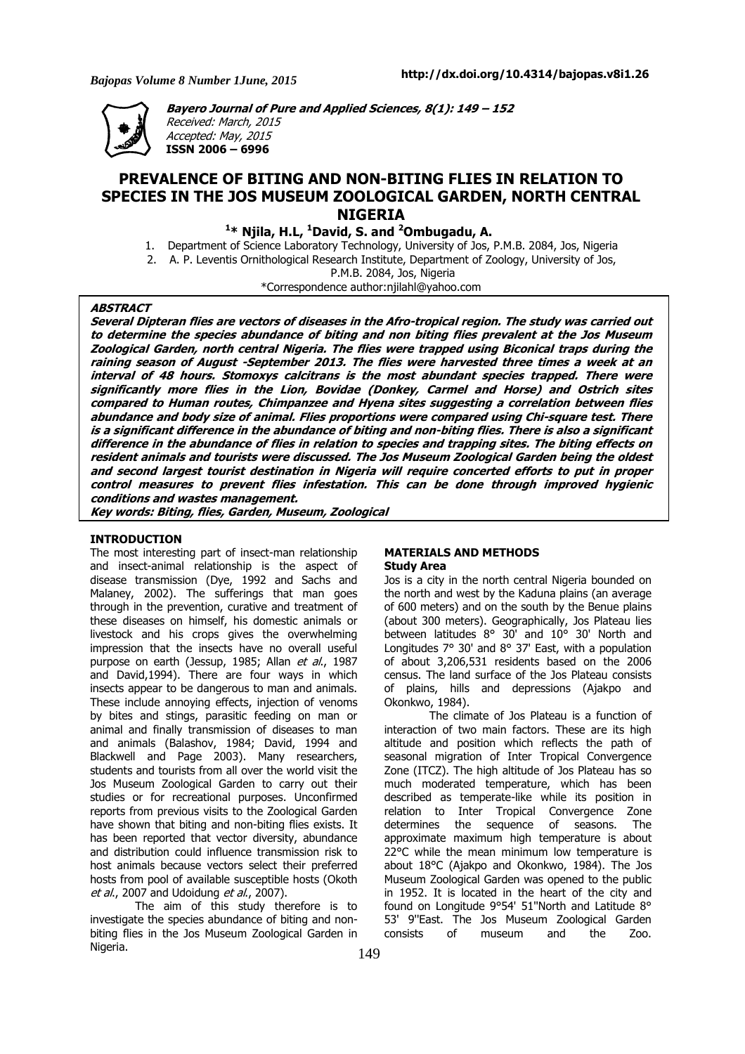Bayero Journal of Pure and Applied Sciences, 8(1): 149 – 152
Received: March, 2015
Accepted: May, 2015
**ISSN 2006 – 6996**

# PREVALENCE OF BITING AND NON-BITING FLIES IN RELATION TO SPECIES IN THE JOS MUSEUM ZOOLOGICAL GARDEN, NORTH CENTRAL NIGERIA

**[1]* Njila, H.L, [1]David, S. and [2]Ombugadu, A.**

1. Department of Science Laboratory Technology, University of Jos, P.M.B. 2084, Jos, Nigeria
2. A. P. Leventis Ornithological Research Institute, Department of Zoology, University of Jos, P.M.B. 2084, Jos, Nigeria

*Correspondence author:njilahl@yahoo.com

## ABSTRACT

***Several Dipteran flies are vectors of diseases in the Afro-tropical region. The study was carried out to determine the species abundance of biting and non biting flies prevalent at the Jos Museum Zoological Garden, north central Nigeria. The flies were trapped using Biconical traps during the raining season of August -September 2013. The flies were harvested three times a week at an interval of 48 hours. Stomoxys calcitrans is the most abundant species trapped. There were significantly more flies in the Lion, Bovidae (Donkey, Carmel and Horse) and Ostrich sites compared to Human routes, Chimpanzee and Hyena sites suggesting a correlation between flies abundance and body size of animal. Flies proportions were compared using Chi-square test. There is a significant difference in the abundance of biting and non-biting flies. There is also a significant difference in the abundance of flies in relation to species and trapping sites. The biting effects on resident animals and tourists were discussed. The Jos Museum Zoological Garden being the oldest and second largest tourist destination in Nigeria will require concerted efforts to put in proper control measures to prevent flies infestation. This can be done through improved hygienic conditions and wastes management.***

***Key words: Biting, flies, Garden, Museum, Zoological***

## INTRODUCTION

The most interesting part of insect-man relationship and insect-animal relationship is the aspect of disease transmission (Dye, 1992 and Sachs and Malaney, 2002). The sufferings that man goes through in the prevention, curative and treatment of these diseases on himself, his domestic animals or livestock and his crops gives the overwhelming impression that the insects have no overall useful purpose on earth (Jessup, 1985; Allan *et al*., 1987 and David,1994). There are four ways in which insects appear to be dangerous to man and animals. These include annoying effects, injection of venoms by bites and stings, parasitic feeding on man or animal and finally transmission of diseases to man and animals (Balashov, 1984; David, 1994 and Blackwell and Page 2003). Many researchers, students and tourists from all over the world visit the Jos Museum Zoological Garden to carry out their studies or for recreational purposes. Unconfirmed reports from previous visits to the Zoological Garden have shown that biting and non-biting flies exists. It has been reported that vector diversity, abundance and distribution could influence transmission risk to host animals because vectors select their preferred hosts from pool of available susceptible hosts (Okoth *et al*., 2007 and Udoidung *et al*., 2007).

The aim of this study therefore is to investigate the species abundance of biting and non-biting flies in the Jos Museum Zoological Garden in Nigeria.

## MATERIALS AND METHODS

### Study Area

Jos is a city in the north central Nigeria bounded on the north and west by the Kaduna plains (an average of 600 meters) and on the south by the Benue plains (about 300 meters). Geographically, Jos Plateau lies between latitudes 8° 30' and 10° 30' North and Longitudes 7° 30' and 8° 37' East, with a population of about 3,206,531 residents based on the 2006 census. The land surface of the Jos Plateau consists of plains, hills and depressions (Ajakpo and Okonkwo, 1984).

The climate of Jos Plateau is a function of interaction of two main factors. These are its high altitude and position which reflects the path of seasonal migration of Inter Tropical Convergence Zone (ITCZ). The high altitude of Jos Plateau has so much moderated temperature, which has been described as temperate-like while its position in relation to Inter Tropical Convergence Zone determines the sequence of seasons. The approximate maximum high temperature is about 22°C while the mean minimum low temperature is about 18°C (Ajakpo and Okonkwo, 1984). The Jos Museum Zoological Garden was opened to the public in 1952. It is located in the heart of the city and found on Longitude 9°54' 51"North and Latitude 8° 53' 9"East. The Jos Museum Zoological Garden consists of museum and the Zoo.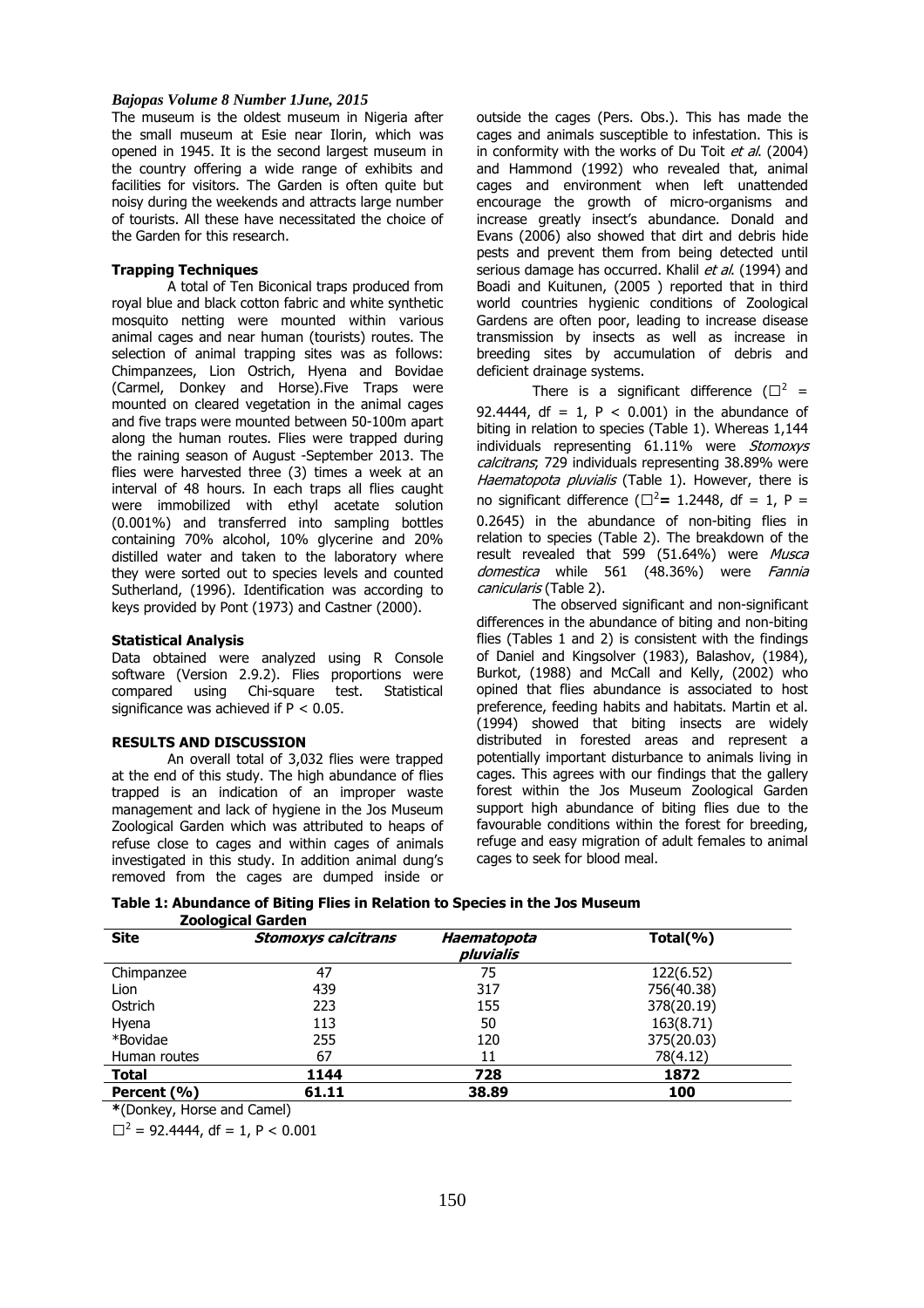The museum is the oldest museum in Nigeria after the small museum at Esie near Ilorin, which was opened in 1945. It is the second largest museum in the country offering a wide range of exhibits and facilities for visitors. The Garden is often quite but noisy during the weekends and attracts large number of tourists. All these have necessitated the choice of the Garden for this research.

**Trapping Techniques**

A total of Ten Biconical traps produced from royal blue and black cotton fabric and white synthetic mosquito netting were mounted within various animal cages and near human (tourists) routes. The selection of animal trapping sites was as follows: Chimpanzees, Lion Ostrich, Hyena and Bovidae (Carmel, Donkey and Horse).Five Traps were mounted on cleared vegetation in the animal cages and five traps were mounted between 50-100m apart along the human routes. Flies were trapped during the raining season of August -September 2013. The flies were harvested three (3) times a week at an interval of 48 hours. In each traps all flies caught were immobilized with ethyl acetate solution (0.001%) and transferred into sampling bottles containing 70% alcohol, 10% glycerine and 20% distilled water and taken to the laboratory where they were sorted out to species levels and counted Sutherland, (1996). Identification was according to keys provided by Pont (1973) and Castner (2000).

**Statistical Analysis**

Data obtained were analyzed using R Console software (Version 2.9.2). Flies proportions were compared using Chi-square test. Statistical significance was achieved if $P < 0.05$.

**RESULTS AND DISCUSSION**

An overall total of 3,032 flies were trapped at the end of this study. The high abundance of flies trapped is an indication of an improper waste management and lack of hygiene in the Jos Museum Zoological Garden which was attributed to heaps of refuse close to cages and within cages of animals investigated in this study. In addition animal dung's removed from the cages are dumped inside or outside the cages (Pers. Obs.). This has made the cages and animals susceptible to infestation. This is in conformity with the works of Du Toit *et al.* (2004) and Hammond (1992) who revealed that, animal cages and environment when left unattended encourage the growth of micro-organisms and increase greatly insect's abundance. Donald and Evans (2006) also showed that dirt and debris hide pests and prevent them from being detected until serious damage has occurred. Khalil *et al.* (1994) and Boadi and Kuitunen, (2005 ) reported that in third world countries hygienic conditions of Zoological Gardens are often poor, leading to increase disease transmission by insects as well as increase in breeding sites by accumulation of debris and deficient drainage systems.

There is a significant difference ($\chi^2$ = 92.4444, df = 1, $P < 0.001$) in the abundance of biting in relation to species (Table 1). Whereas 1,144 individuals representing 61.11% were *Stomoxys calcitrans*; 729 individuals representing 38.89% were *Haematopota pluvialis* (Table 1). However, there is no significant difference ($\chi^2$ = 1.2448, df = 1, P = 0.2645) in the abundance of non-biting flies in relation to species (Table 2). The breakdown of the result revealed that 599 (51.64%) were *Musca domestica* while 561 (48.36%) were *Fannia canicularis* (Table 2).

The observed significant and non-significant differences in the abundance of biting and non-biting flies (Tables 1 and 2) is consistent with the findings of Daniel and Kingsolver (1983), Balashov, (1984), Burkot, (1988) and McCall and Kelly, (2002) who opined that flies abundance is associated to host preference, feeding habits and habitats. Martin et al. (1994) showed that biting insects are widely distributed in forested areas and represent a potentially important disturbance to animals living in cages. This agrees with our findings that the gallery forest within the Jos Museum Zoological Garden support high abundance of biting flies due to the favourable conditions within the forest for breeding, refuge and easy migration of adult females to animal cages to seek for blood meal.

**Table 1: Abundance of Biting Flies in Relation to Species in the Jos Museum Zoological Garden**

| Site | *Stomoxys calcitrans* | *Haematopota pluvialis* | Total(%) |
|---|---|---|---|
| Chimpanzee | 47 | 75 | 122(6.52) |
| Lion | 439 | 317 | 756(40.38) |
| Ostrich | 223 | 155 | 378(20.19) |
| Hyena | 113 | 50 | 163(8.71) |
| *Bovidae | 255 | 120 | 375(20.03) |
| Human routes | 67 | 11 | 78(4.12) |
| **Total** | **1144** | **728** | **1872** |
| **Percent (%)** | **61.11** | **38.89** | **100** |

**\***(Donkey, Horse and Camel)

$\chi^2$ = 92.4444, df = 1, $P < 0.001$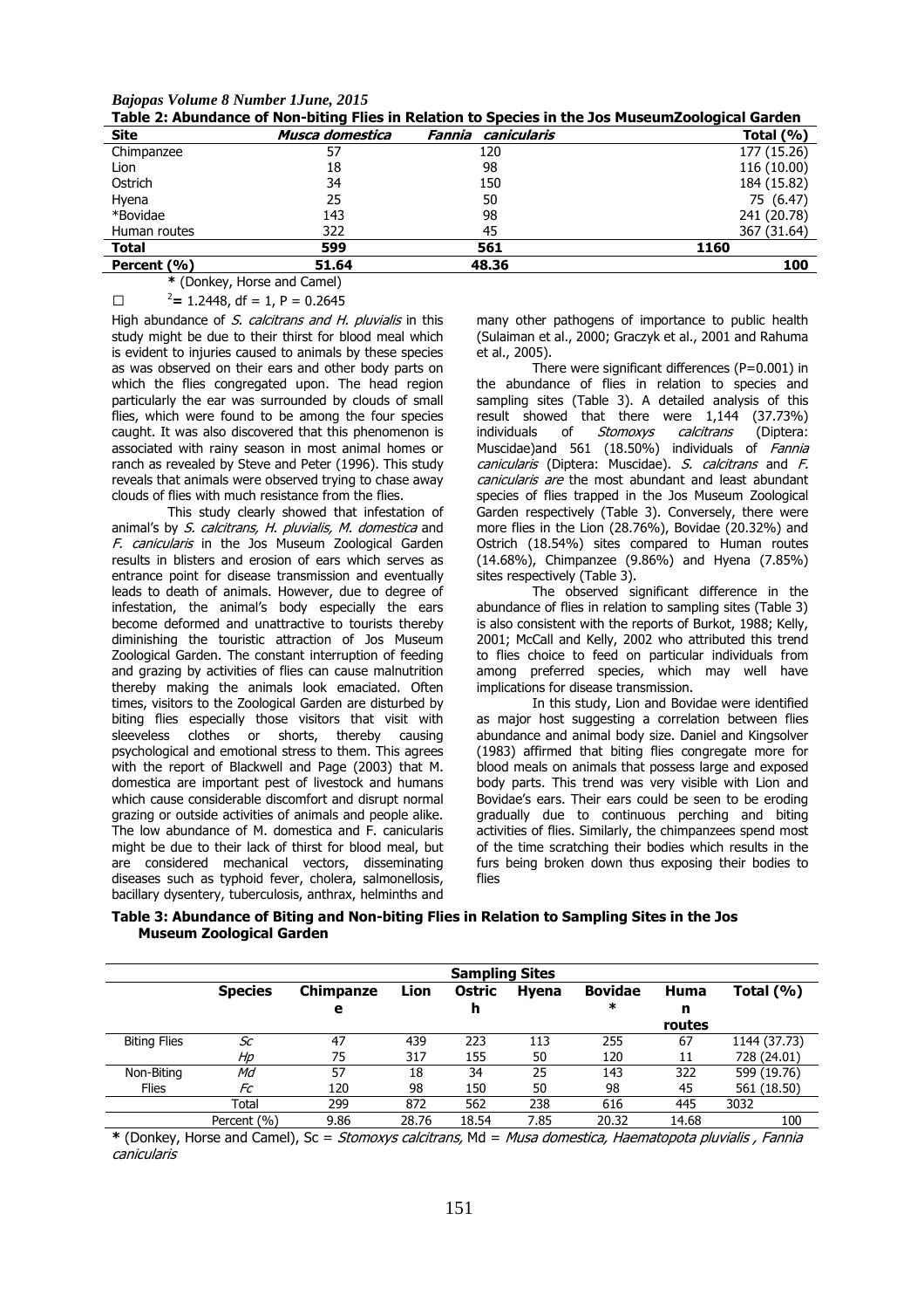**Table 2: Abundance of Non-biting Flies in Relation to Species in the Jos MuseumZoological Garden**

| Site | *Musca domestica* | *Fannia canicularis* | Total (%) |
|---|---|---|---|
| Chimpanzee | 57 | 120 | 177 (15.26) |
| Lion | 18 | 98 | 116 (10.00) |
| Ostrich | 34 | 150 | 184 (15.82) |
| Hyena | 25 | 50 | 75 (6.47) |
| *Bovidae | 143 | 98 | 241 (20.78) |
| Human routes | 322 | 45 | 367 (31.64) |
| **Total** | **599** | **561** | **1160** |
| **Percent (%)** | **51.64** | **48.36** | **100** |

* (Donkey, Horse and Camel)

$\chi^2 = 1.2448$, df = 1, P = 0.2645

High abundance of *S. calcitrans and H. pluvialis* in this study might be due to their thirst for blood meal which is evident to injuries caused to animals by these species as was observed on their ears and other body parts on which the flies congregated upon. The head region particularly the ear was surrounded by clouds of small flies, which were found to be among the four species caught. It was also discovered that this phenomenon is associated with rainy season in most animal homes or ranch as revealed by Steve and Peter (1996). This study reveals that animals were observed trying to chase away clouds of flies with much resistance from the flies.

This study clearly showed that infestation of animal's by *S. calcitrans, H. pluvialis, M. domestica* and *F. canicularis* in the Jos Museum Zoological Garden results in blisters and erosion of ears which serves as entrance point for disease transmission and eventually leads to death of animals. However, due to degree of infestation, the animal's body especially the ears become deformed and unattractive to tourists thereby diminishing the touristic attraction of Jos Museum Zoological Garden. The constant interruption of feeding and grazing by activities of flies can cause malnutrition thereby making the animals look emaciated. Often times, visitors to the Zoological Garden are disturbed by biting flies especially those visitors that visit with sleeveless clothes or shorts, thereby causing psychological and emotional stress to them. This agrees with the report of Blackwell and Page (2003) that M. domestica are important pest of livestock and humans which cause considerable discomfort and disrupt normal grazing or outside activities of animals and people alike. The low abundance of M. domestica and F. canicularis might be due to their lack of thirst for blood meal, but are considered mechanical vectors, disseminating diseases such as typhoid fever, cholera, salmonellosis, bacillary dysentery, tuberculosis, anthrax, helminths and many other pathogens of importance to public health (Sulaiman et al., 2000; Graczyk et al., 2001 and Rahuma et al., 2005).

There were significant differences (P=0.001) in the abundance of flies in relation to species and sampling sites (Table 3). A detailed analysis of this result showed that there were 1,144 (37.73%) individuals of *Stomoxys calcitrans* (Diptera: Muscidae)and 561 (18.50%) individuals of *Fannia canicularis* (Diptera: Muscidae). *S. calcitrans* and *F. canicularis are* the most abundant and least abundant species of flies trapped in the Jos Museum Zoological Garden respectively (Table 3). Conversely, there were more flies in the Lion (28.76%), Bovidae (20.32%) and Ostrich (18.54%) sites compared to Human routes (14.68%), Chimpanzee (9.86%) and Hyena (7.85%) sites respectively (Table 3).

The observed significant difference in the abundance of flies in relation to sampling sites (Table 3) is also consistent with the reports of Burkot, 1988; Kelly, 2001; McCall and Kelly, 2002 who attributed this trend to flies choice to feed on particular individuals from among preferred species, which may well have implications for disease transmission.

In this study, Lion and Bovidae were identified as major host suggesting a correlation between flies abundance and animal body size. Daniel and Kingsolver (1983) affirmed that biting flies congregate more for blood meals on animals that possess large and exposed body parts. This trend was very visible with Lion and Bovidae's ears. Their ears could be seen to be eroding gradually due to continuous perching and biting activities of flies. Similarly, the chimpanzees spend most of the time scratching their bodies which results in the furs being broken down thus exposing their bodies to flies

**Table 3: Abundance of Biting and Non-biting Flies in Relation to Sampling Sites in the Jos Museum Zoological Garden**

| | Species | Chimpanzee | Lion | Ostrich | Hyena | Bovidae* | Human routes | Total (%) |
|---|---|---|---|---|---|---|---|---|
| Biting Flies | *Sc* | 47 | 439 | 223 | 113 | 255 | 67 | 1144 (37.73) |
| | *Hp* | 75 | 317 | 155 | 50 | 120 | 11 | 728 (24.01) |
| Non-Biting Flies | *Md* | 57 | 18 | 34 | 25 | 143 | 322 | 599 (19.76) |
| | *Fc* | 120 | 98 | 150 | 50 | 98 | 45 | 561 (18.50) |
| | Total | 299 | 872 | 562 | 238 | 616 | 445 | 3032 |
| | Percent (%) | 9.86 | 28.76 | 18.54 | 7.85 | 20.32 | 14.68 | 100 |

* (Donkey, Horse and Camel), Sc = *Stomoxys calcitrans,* Md = *Musa domestica, Haematopota pluvialis , Fannia canicularis*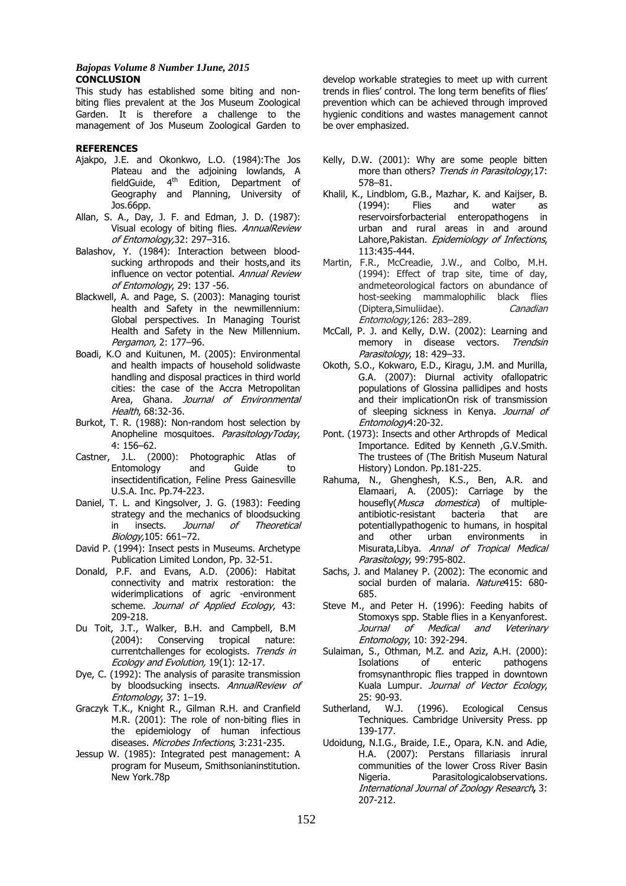## CONCLUSION

This study has established some biting and non-biting flies prevalent at the Jos Museum Zoological Garden. It is therefore a challenge to the management of Jos Museum Zoological Garden to develop workable strategies to meet up with current trends in flies' control. The long term benefits of flies' prevention which can be achieved through improved hygienic conditions and wastes management cannot be over emphasized.

## REFERENCES

- Ajakpo, J.E. and Okonkwo, L.O. (1984):The Jos Plateau and the adjoining lowlands, A fieldGuide, 4th Edition, Department of Geography and Planning, University of Jos.66pp.
- Allan, S. A., Day, J. F. and Edman, J. D. (1987): Visual ecology of biting flies. *AnnualReview of Entomology,*32: 297–316.
- Balashov, Y. (1984): Interaction between blood-sucking arthropods and their hosts,and its influence on vector potential. *Annual Review of Entomology*, 29: 137 -56.
- Blackwell, A. and Page, S. (2003): Managing tourist health and Safety in the newmillennium: Global perspectives. In Managing Tourist Health and Safety in the New Millennium. *Pergamon,* 2: 177–96.
- Boadi, K.O and Kuitunen, M. (2005): Environmental and health impacts of household solidwaste handling and disposal practices in third world cities: the case of the Accra Metropolitan Area, Ghana. *Journal of Environmental Health*, 68:32-36.
- Burkot, T. R. (1988): Non-random host selection by Anopheline mosquitoes. *ParasitologyToday*, 4: 156–62.
- Castner, J.L. (2000): Photographic Atlas of Entomology and Guide to insectidentification, Feline Press Gainesville U.S.A. Inc. Pp.74-223.
- Daniel, T. L. and Kingsolver, J. G. (1983): Feeding strategy and the mechanics of bloodsucking in insects. *Journal of Theoretical Biology,*105: 661–72.
- David P. (1994): Insect pests in Museums. Archetype Publication Limited London, Pp. 32-51.
- Donald, P.F. and Evans, A.D. (2006): Habitat connectivity and matrix restoration: the widerimplications of agric -environment scheme. *Journal of Applied Ecology*, 43: 209-218.
- Du Toit, J.T., Walker, B.H. and Campbell, B.M (2004): Conserving tropical nature: currentchallenges for ecologists. *Trends in Ecology and Evolution,* 19(1): 12-17.
- Dye, C. (1992): The analysis of parasite transmission by bloodsucking insects. *AnnualReview of Entomology*, 37: 1–19.
- Graczyk T.K., Knight R., Gilman R.H. and Cranfield M.R. (2001): The role of non-biting flies in the epidemiology of human infectious diseases. *Microbes Infections*, 3:231-235.
- Jessup W. (1985): Integrated pest management: A program for Museum, Smithsonianinstitution. New York.78p
- Kelly, D.W. (2001): Why are some people bitten more than others? *Trends in Parasitology,*17: 578–81.
- Khalil, K., Lindblom, G.B., Mazhar, K. and Kaijser, B. (1994): Flies and water as reservoirsforbacterial enteropathogens in urban and rural areas in and around Lahore,Pakistan. *Epidemiology of Infections*, 113:435-444.
- Martin, F.R., McCreadie, J.W., and Colbo, M.H. (1994): Effect of trap site, time of day, andmeteorological factors on abundance of host-seeking mammalophilic black flies (Diptera,Simuliidae). *Canadian Entomology,*126: 283–289.
- McCall, P. J. and Kelly, D.W. (2002): Learning and memory in disease vectors. *Trendsin Parasitology*, 18: 429–33.
- Okoth, S.O., Kokwaro, E.D., Kiragu, J.M. and Murilla, G.A. (2007): Diurnal activity ofallopatric populations of Glossina pallidipes and hosts and their implicationOn risk of transmission of sleeping sickness in Kenya. *Journal of Entomology*4:20-32.
- Pont. (1973): Insects and other Arthropds of Medical Importance. Edited by Kenneth ,G.V.Smith. The trustees of (The British Museum Natural History) London. Pp.181-225.
- Rahuma, N., Ghenghesh, K.S., Ben, A.R. and Elamaari, A. (2005): Carriage by the housefly(*Musca domestica*) of multiple-antibiotic-resistant bacteria that are potentiallypathogenic to humans, in hospital and other urban environments in Misurata,Libya. *Annal of Tropical Medical Parasitology*, 99:795-802.
- Sachs, J. and Malaney P. (2002): The economic and social burden of malaria. *Nature*415: 680-685.
- Steve M., and Peter H. (1996): Feeding habits of Stomoxys spp. Stable flies in a Kenyanforest. *Journal of Medical and Veterinary Entomology*, 10: 392-294.
- Sulaiman, S., Othman, M.Z. and Aziz, A.H. (2000): Isolations of enteric pathogens fromsynanthropic flies trapped in downtown Kuala Lumpur. *Journal of Vector Ecology*, 25: 90-93.
- Sutherland, W.J. (1996). Ecological Census Techniques. Cambridge University Press. pp 139-177.
- Udoidung, N.I.G., Braide, I.E., Opara, K.N. and Adie, H.A. (2007): Perstans fillariasis inrural communities of the lower Cross River Basin Nigeria. Parasitologicalobservations. *International Journal of Zoology Research***,** 3: 207-212.